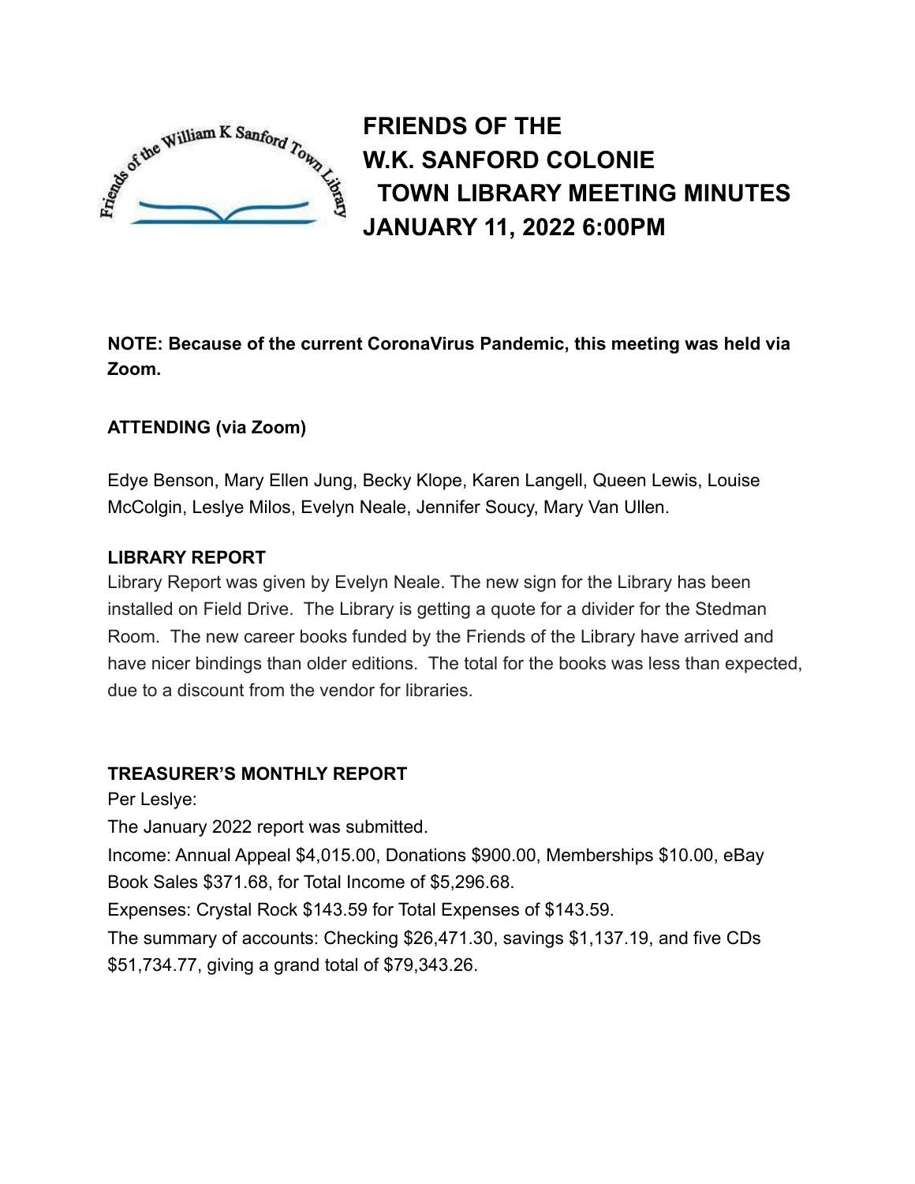# FRIENDS OF THE W.K. SANFORD COLONIE TOWN LIBRARY MEETING MINUTES JANUARY 11, 2022 6:00PM

**NOTE: Because of the current CoronaVirus Pandemic, this meeting was held via Zoom.**

**ATTENDING (via Zoom)**

Edye Benson, Mary Ellen Jung, Becky Klope, Karen Langell, Queen Lewis, Louise McColgin, Leslye Milos, Evelyn Neale, Jennifer Soucy, Mary Van Ullen.

**LIBRARY REPORT**

Library Report was given by Evelyn Neale. The new sign for the Library has been installed on Field Drive. The Library is getting a quote for a divider for the Stedman Room. The new career books funded by the Friends of the Library have arrived and have nicer bindings than older editions. The total for the books was less than expected, due to a discount from the vendor for libraries.

**TREASURER'S MONTHLY REPORT**

Per Leslye:

The January 2022 report was submitted.

Income: Annual Appeal $4,015.00, Donations $900.00, Memberships $10.00, eBay Book Sales $371.68, for Total Income of $5,296.68.

Expenses: Crystal Rock $143.59 for Total Expenses of $143.59.

The summary of accounts: Checking $26,471.30, savings $1,137.19, and five CDs $51,734.77, giving a grand total of $79,343.26.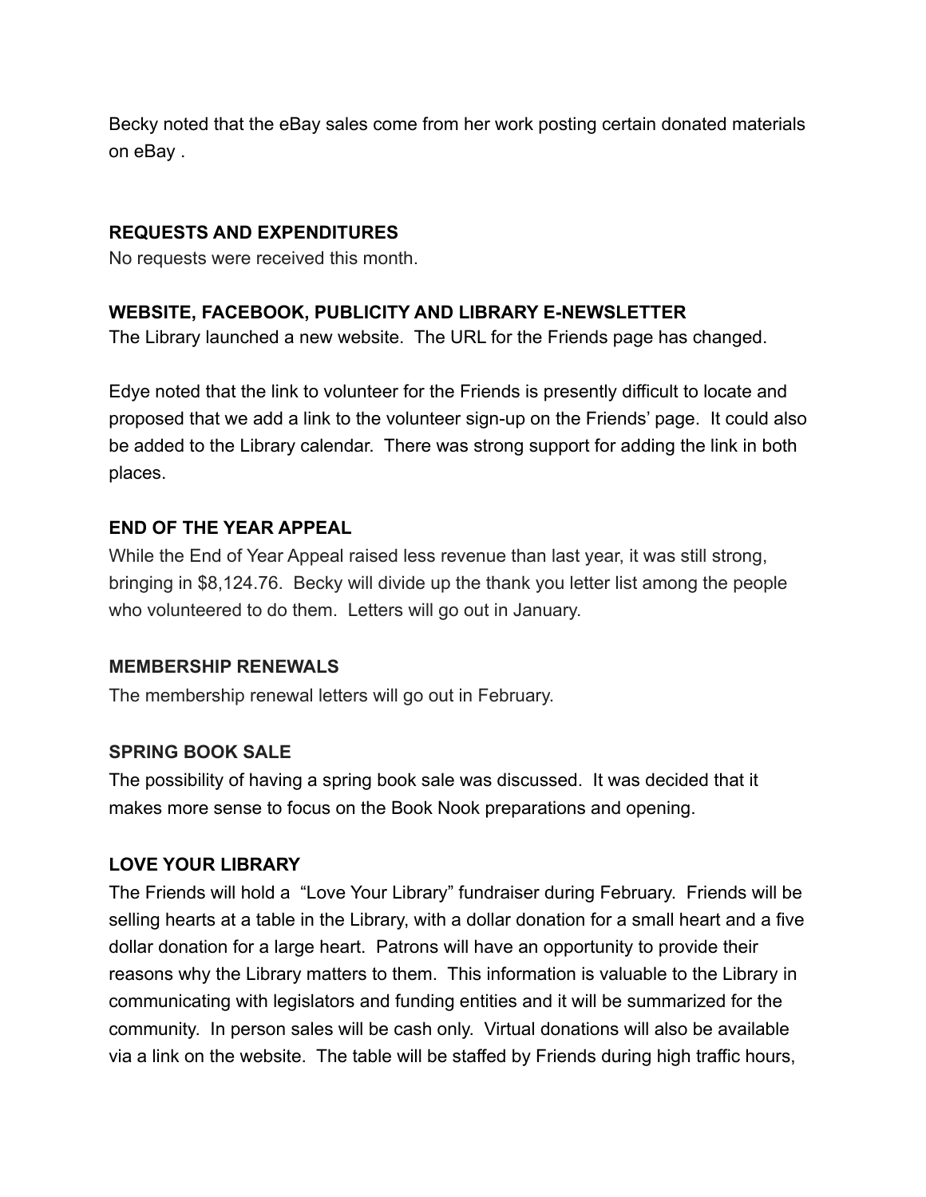Becky noted that the eBay sales come from her work posting certain donated materials on eBay .

**REQUESTS AND EXPENDITURES**

No requests were received this month.

**WEBSITE, FACEBOOK, PUBLICITY AND LIBRARY E-NEWSLETTER**

The Library launched a new website. The URL for the Friends page has changed.

Edye noted that the link to volunteer for the Friends is presently difficult to locate and proposed that we add a link to the volunteer sign-up on the Friends' page. It could also be added to the Library calendar. There was strong support for adding the link in both places.

**END OF THE YEAR APPEAL**

While the End of Year Appeal raised less revenue than last year, it was still strong, bringing in $8,124.76. Becky will divide up the thank you letter list among the people who volunteered to do them. Letters will go out in January.

**MEMBERSHIP RENEWALS**

The membership renewal letters will go out in February.

**SPRING BOOK SALE**

The possibility of having a spring book sale was discussed. It was decided that it makes more sense to focus on the Book Nook preparations and opening.

**LOVE YOUR LIBRARY**

The Friends will hold a "Love Your Library" fundraiser during February. Friends will be selling hearts at a table in the Library, with a dollar donation for a small heart and a five dollar donation for a large heart. Patrons will have an opportunity to provide their reasons why the Library matters to them. This information is valuable to the Library in communicating with legislators and funding entities and it will be summarized for the community. In person sales will be cash only. Virtual donations will also be available via a link on the website. The table will be staffed by Friends during high traffic hours,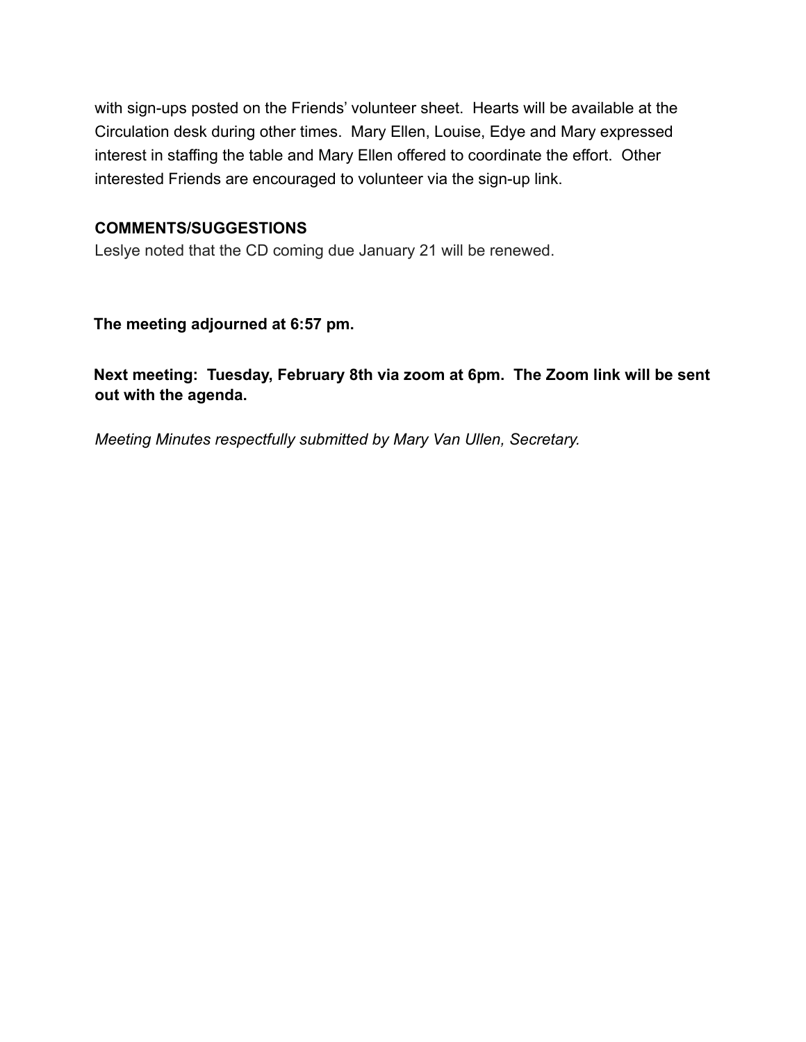with sign-ups posted on the Friends' volunteer sheet. Hearts will be available at the Circulation desk during other times. Mary Ellen, Louise, Edye and Mary expressed interest in staffing the table and Mary Ellen offered to coordinate the effort. Other interested Friends are encouraged to volunteer via the sign-up link.

**COMMENTS/SUGGESTIONS**

Leslye noted that the CD coming due January 21 will be renewed.

**The meeting adjourned at 6:57 pm.**

**Next meeting: Tuesday, February 8th via zoom at 6pm. The Zoom link will be sent out with the agenda.**

*Meeting Minutes respectfully submitted by Mary Van Ullen, Secretary.*